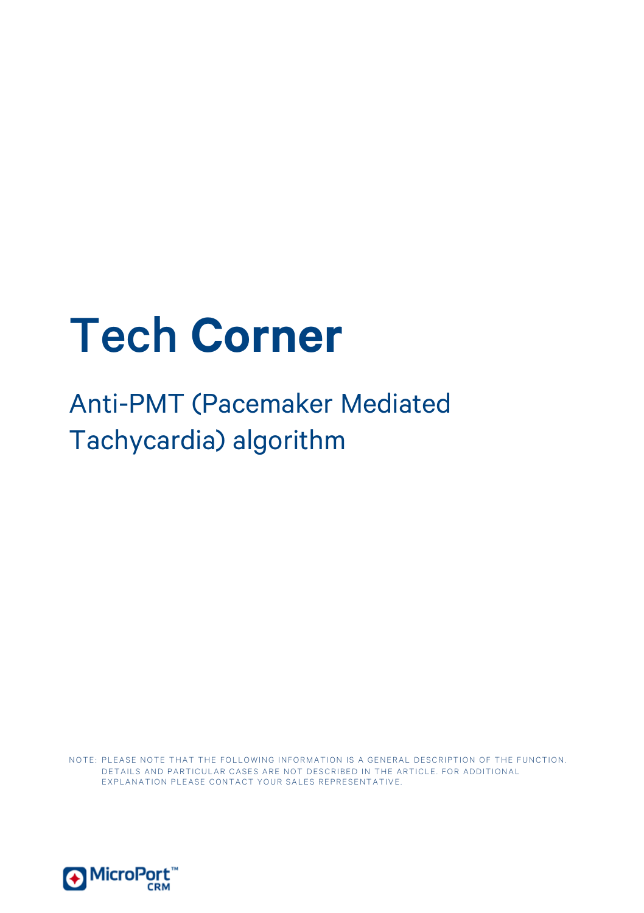# Tech Corner

## Anti-PMT (Pacemaker Mediated Tachycardia) algorithm

NOTE: PLEASE NOTE THAT THE FOLLOWING INFORMATION IS A GENERAL DESCRIPTION OF THE FUNCTION. DETAILS AND PARTICULAR CASES ARE NOT DESCRIBED IN THE ARTICLE. FOR ADDITIONAL EXPLANATION PLEASE CONTACT YOUR SALES REPRESENTATIVE.

MicroPort™ CRM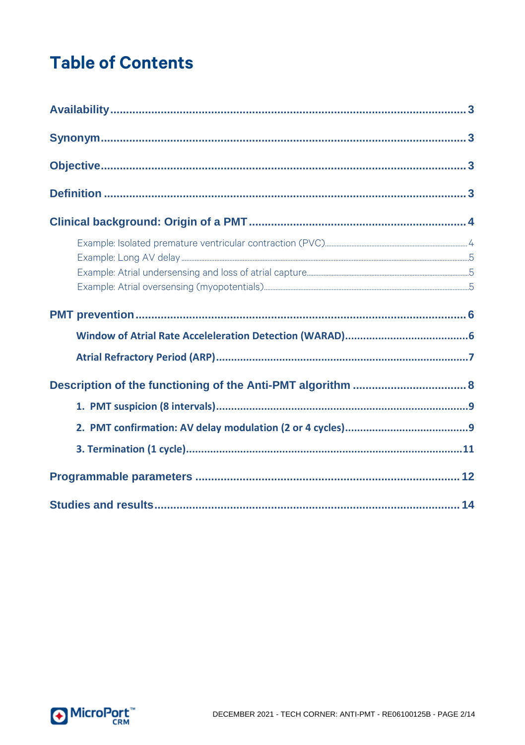# Table of Contents

- Availability ... 3
- Synonym ... 3
- Objective ... 3
- Definition ... 3
- Clinical background: Origin of a PMT ... 4
  - Example: Isolated premature ventricular contraction (PVC) ... 4
  - Example: Long AV delay ... 5
  - Example: Atrial undersensing and loss of atrial capture ... 5
  - Example: Atrial oversensing (myopotentials) ... 5
- PMT prevention ... 6
  - Window of Atrial Rate Acceleration Detection (WARAD) ... 6
  - Atrial Refractory Period (ARP) ... 7
- Description of the functioning of the Anti-PMT algorithm ... 8
  1. PMT suspicion (8 intervals) ... 9
  2. PMT confirmation: AV delay modulation (2 or 4 cycles) ... 9
  3. Termination (1 cycle) ... 11
- Programmable parameters ... 12
- Studies and results ... 14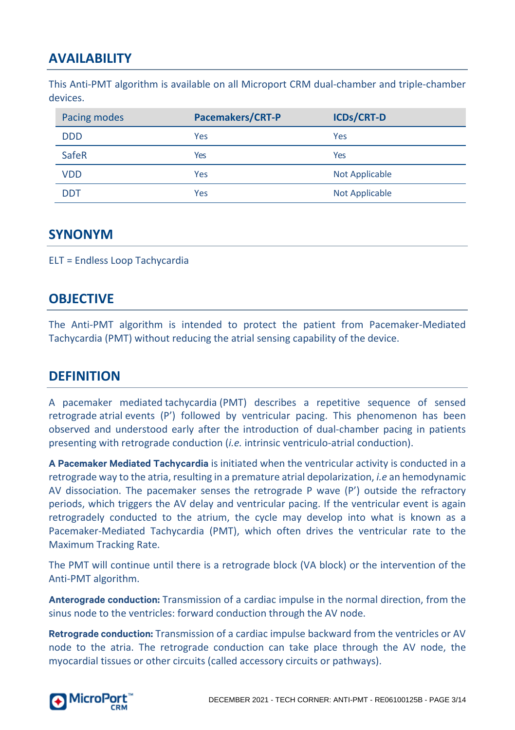## AVAILABILITY

This Anti-PMT algorithm is available on all Microport CRM dual-chamber and triple-chamber devices.

| Pacing modes | Pacemakers/CRT-P | ICDs/CRT-D |
|---|---|---|
| DDD | Yes | Yes |
| SafeR | Yes | Yes |
| VDD | Yes | Not Applicable |
| DDT | Yes | Not Applicable |

## SYNONYM

ELT = Endless Loop Tachycardia

## OBJECTIVE

The Anti-PMT algorithm is intended to protect the patient from Pacemaker-Mediated Tachycardia (PMT) without reducing the atrial sensing capability of the device.

## DEFINITION

A pacemaker mediated tachycardia (PMT) describes a repetitive sequence of sensed retrograde atrial events (P') followed by ventricular pacing. This phenomenon has been observed and understood early after the introduction of dual-chamber pacing in patients presenting with retrograde conduction (*i.e.* intrinsic ventriculo-atrial conduction).

**A Pacemaker Mediated Tachycardia** is initiated when the ventricular activity is conducted in a retrograde way to the atria, resulting in a premature atrial depolarization, *i.e* an hemodynamic AV dissociation. The pacemaker senses the retrograde P wave (P') outside the refractory periods, which triggers the AV delay and ventricular pacing. If the ventricular event is again retrogradely conducted to the atrium, the cycle may develop into what is known as a Pacemaker-Mediated Tachycardia (PMT), which often drives the ventricular rate to the Maximum Tracking Rate.

The PMT will continue until there is a retrograde block (VA block) or the intervention of the Anti-PMT algorithm.

**Anterograde conduction:** Transmission of a cardiac impulse in the normal direction, from the sinus node to the ventricles: forward conduction through the AV node.

**Retrograde conduction:** Transmission of a cardiac impulse backward from the ventricles or AV node to the atria. The retrograde conduction can take place through the AV node, the myocardial tissues or other circuits (called accessory circuits or pathways).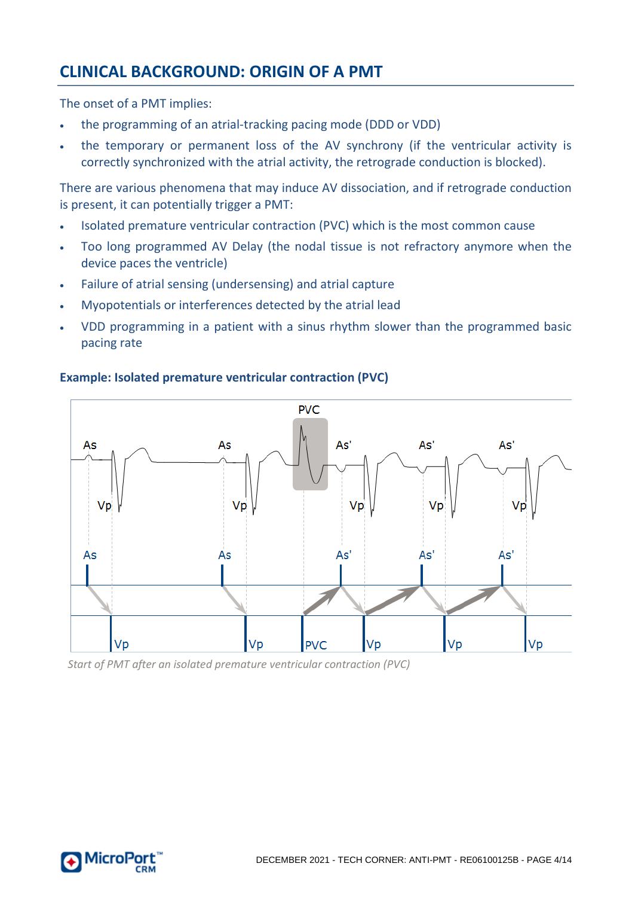## CLINICAL BACKGROUND: ORIGIN OF A PMT

The onset of a PMT implies:

- the programming of an atrial-tracking pacing mode (DDD or VDD)
- the temporary or permanent loss of the AV synchrony (if the ventricular activity is correctly synchronized with the atrial activity, the retrograde conduction is blocked).

There are various phenomena that may induce AV dissociation, and if retrograde conduction is present, it can potentially trigger a PMT:

- Isolated premature ventricular contraction (PVC) which is the most common cause
- Too long programmed AV Delay (the nodal tissue is not refractory anymore when the device paces the ventricle)
- Failure of atrial sensing (undersensing) and atrial capture
- Myopotentials or interferences detected by the atrial lead
- VDD programming in a patient with a sinus rhythm slower than the programmed basic pacing rate

**Example: Isolated premature ventricular contraction (PVC)**

*Start of PMT after an isolated premature ventricular contraction (PVC)*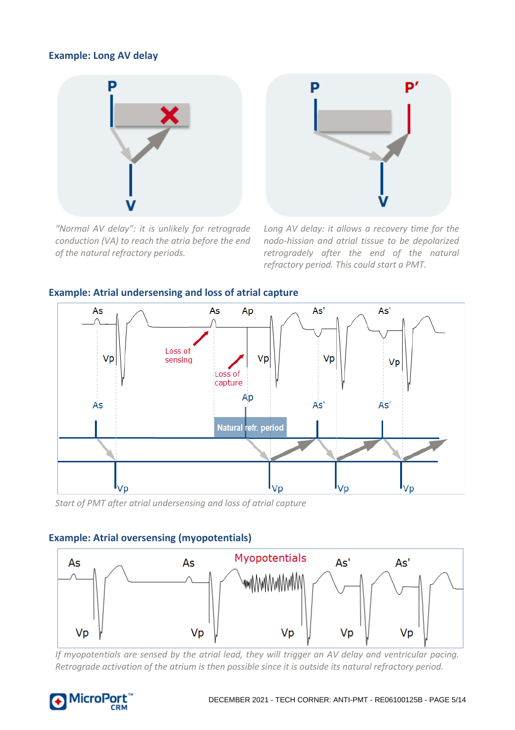## Example: Long AV delay

*"Normal AV delay": it is unlikely for retrograde conduction (VA) to reach the atria before the end of the natural refractory periods.*

*Long AV delay: it allows a recovery time for the nodo-hissian and atrial tissue to be depolarized retrogradely after the end of the natural refractory period. This could start a PMT.*

## Example: Atrial undersensing and loss of atrial capture

*Start of PMT after atrial undersensing and loss of atrial capture*

## Example: Atrial oversensing (myopotentials)

*If myopotentials are sensed by the atrial lead, they will trigger an AV delay and ventricular pacing. Retrograde activation of the atrium is then possible since it is outside its natural refractory period.*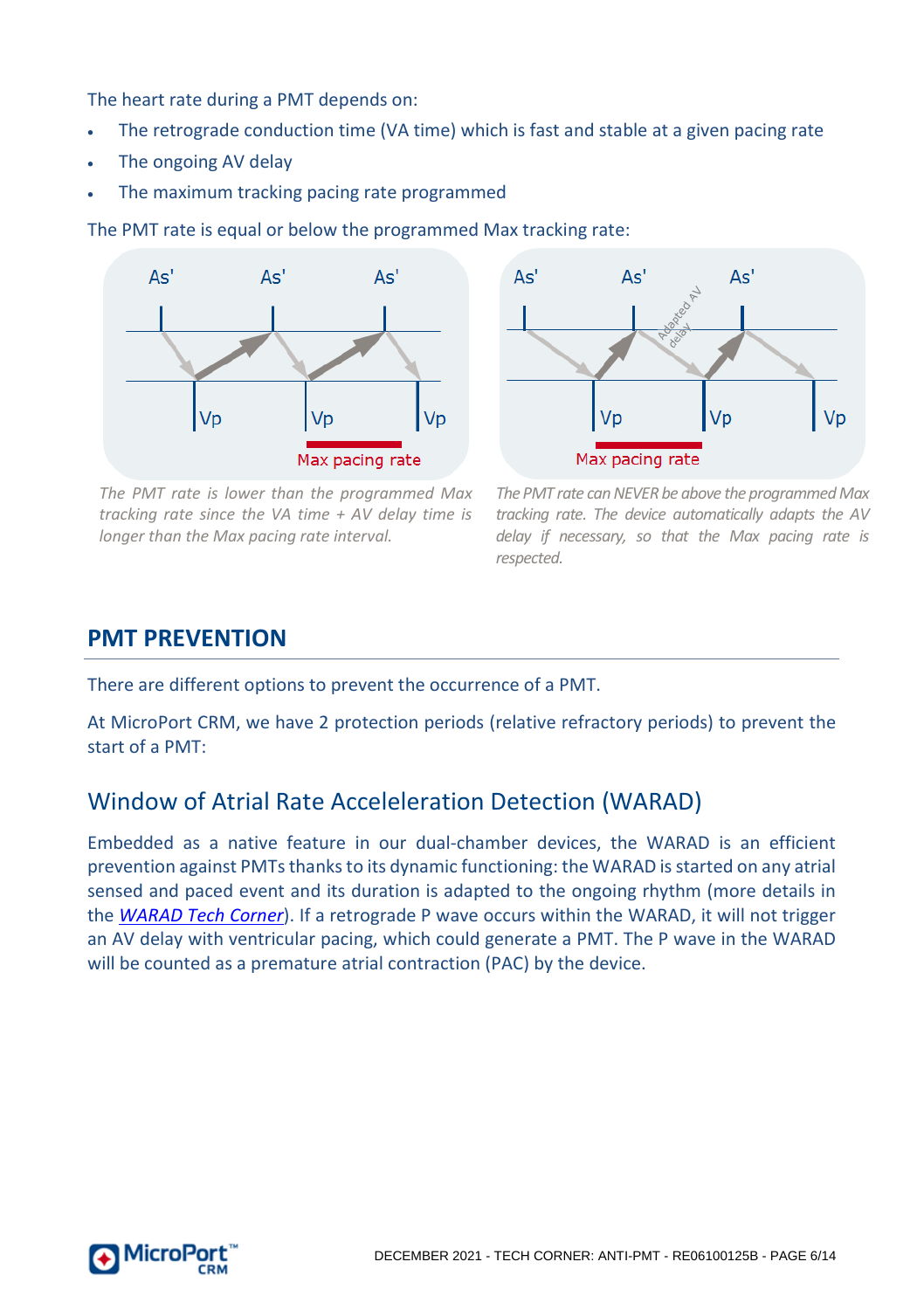The heart rate during a PMT depends on:

- The retrograde conduction time (VA time) which is fast and stable at a given pacing rate
- The ongoing AV delay
- The maximum tracking pacing rate programmed

The PMT rate is equal or below the programmed Max tracking rate:

*The PMT rate is lower than the programmed Max tracking rate since the VA time + AV delay time is longer than the Max pacing rate interval.*

*The PMT rate can NEVER be above the programmed Max tracking rate. The device automatically adapts the AV delay if necessary, so that the Max pacing rate is respected.*

## PMT PREVENTION

There are different options to prevent the occurrence of a PMT.

At MicroPort CRM, we have 2 protection periods (relative refractory periods) to prevent the start of a PMT:

### Window of Atrial Rate Acceleleration Detection (WARAD)

Embedded as a native feature in our dual-chamber devices, the WARAD is an efficient prevention against PMTs thanks to its dynamic functioning: the WARAD is started on any atrial sensed and paced event and its duration is adapted to the ongoing rhythm (more details in the *WARAD Tech Corner*). If a retrograde P wave occurs within the WARAD, it will not trigger an AV delay with ventricular pacing, which could generate a PMT. The P wave in the WARAD will be counted as a premature atrial contraction (PAC) by the device.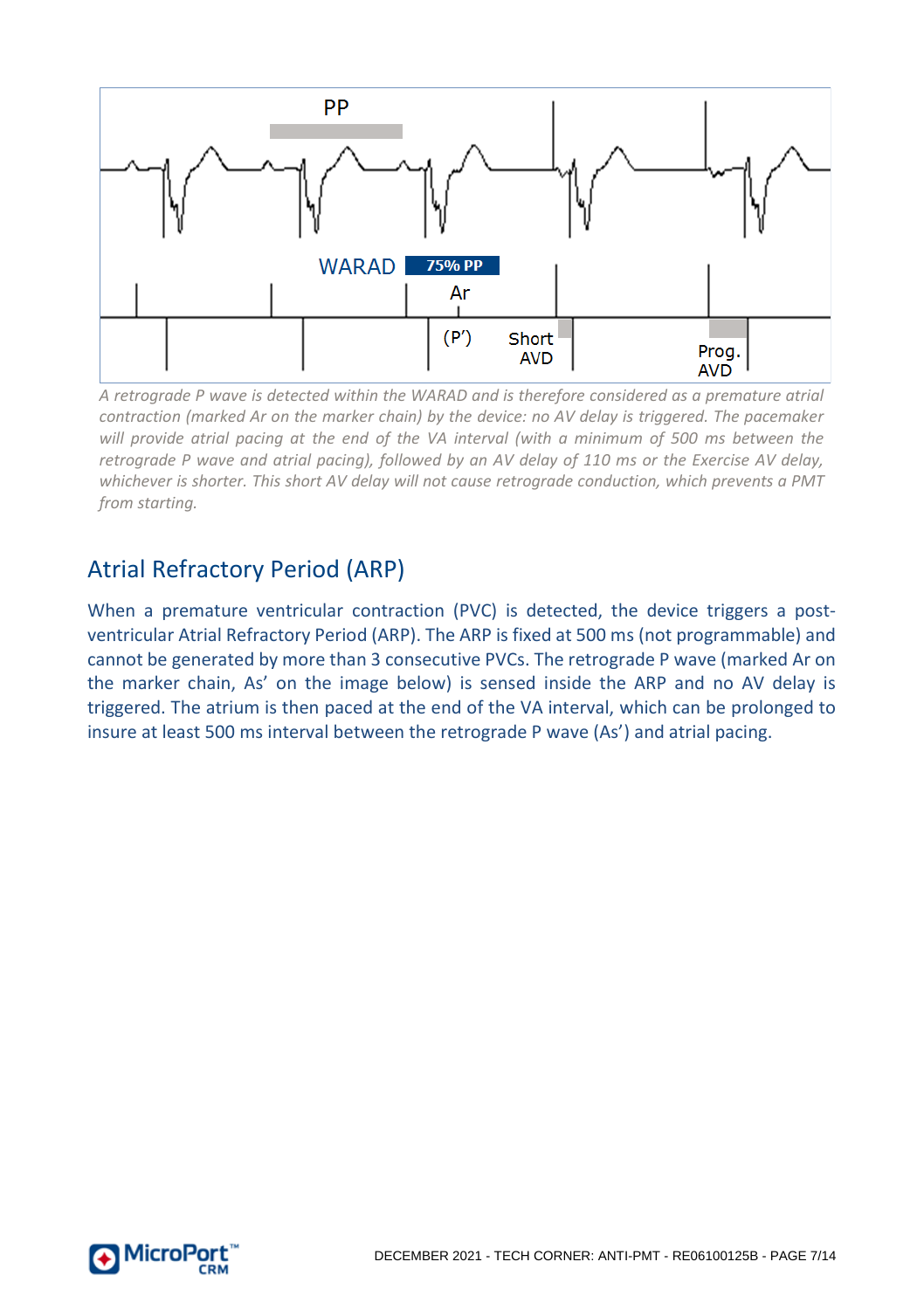*A retrograde P wave is detected within the WARAD and is therefore considered as a premature atrial contraction (marked Ar on the marker chain) by the device: no AV delay is triggered. The pacemaker will provide atrial pacing at the end of the VA interval (with a minimum of 500 ms between the retrograde P wave and atrial pacing), followed by an AV delay of 110 ms or the Exercise AV delay, whichever is shorter. This short AV delay will not cause retrograde conduction, which prevents a PMT from starting.*

## Atrial Refractory Period (ARP)

When a premature ventricular contraction (PVC) is detected, the device triggers a post-ventricular Atrial Refractory Period (ARP). The ARP is fixed at 500 ms (not programmable) and cannot be generated by more than 3 consecutive PVCs. The retrograde P wave (marked Ar on the marker chain, As' on the image below) is sensed inside the ARP and no AV delay is triggered. The atrium is then paced at the end of the VA interval, which can be prolonged to insure at least 500 ms interval between the retrograde P wave (As') and atrial pacing.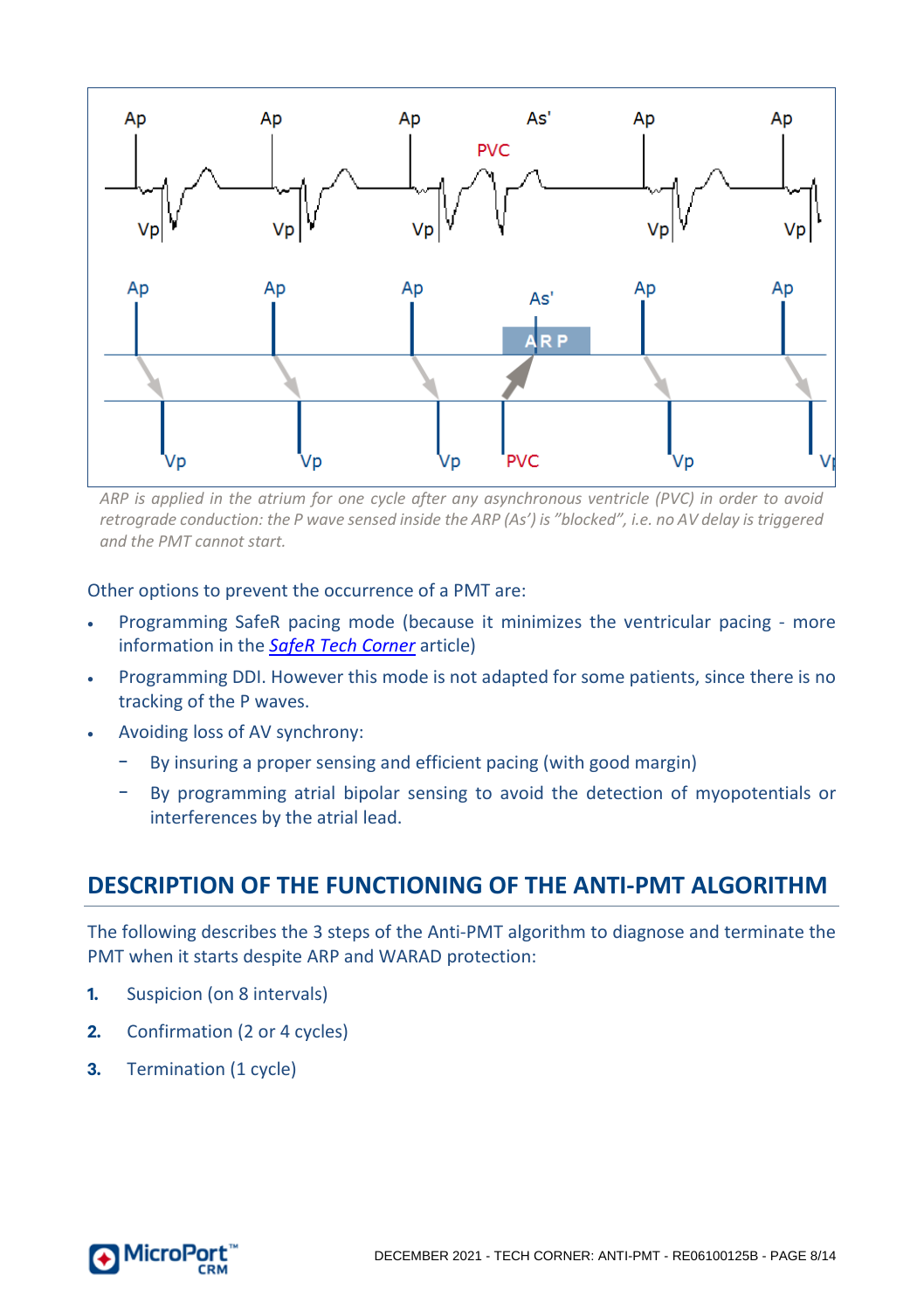*ARP is applied in the atrium for one cycle after any asynchronous ventricle (PVC) in order to avoid retrograde conduction: the P wave sensed inside the ARP (As') is "blocked", i.e. no AV delay is triggered and the PMT cannot start.*

Other options to prevent the occurrence of a PMT are:

- Programming SafeR pacing mode (because it minimizes the ventricular pacing - more information in the *SafeR Tech Corner* article)
- Programming DDI. However this mode is not adapted for some patients, since there is no tracking of the P waves.
- Avoiding loss of AV synchrony:
  - By insuring a proper sensing and efficient pacing (with good margin)
  - By programming atrial bipolar sensing to avoid the detection of myopotentials or interferences by the atrial lead.

## DESCRIPTION OF THE FUNCTIONING OF THE ANTI-PMT ALGORITHM

The following describes the 3 steps of the Anti-PMT algorithm to diagnose and terminate the PMT when it starts despite ARP and WARAD protection:

1. Suspicion (on 8 intervals)
2. Confirmation (2 or 4 cycles)
3. Termination (1 cycle)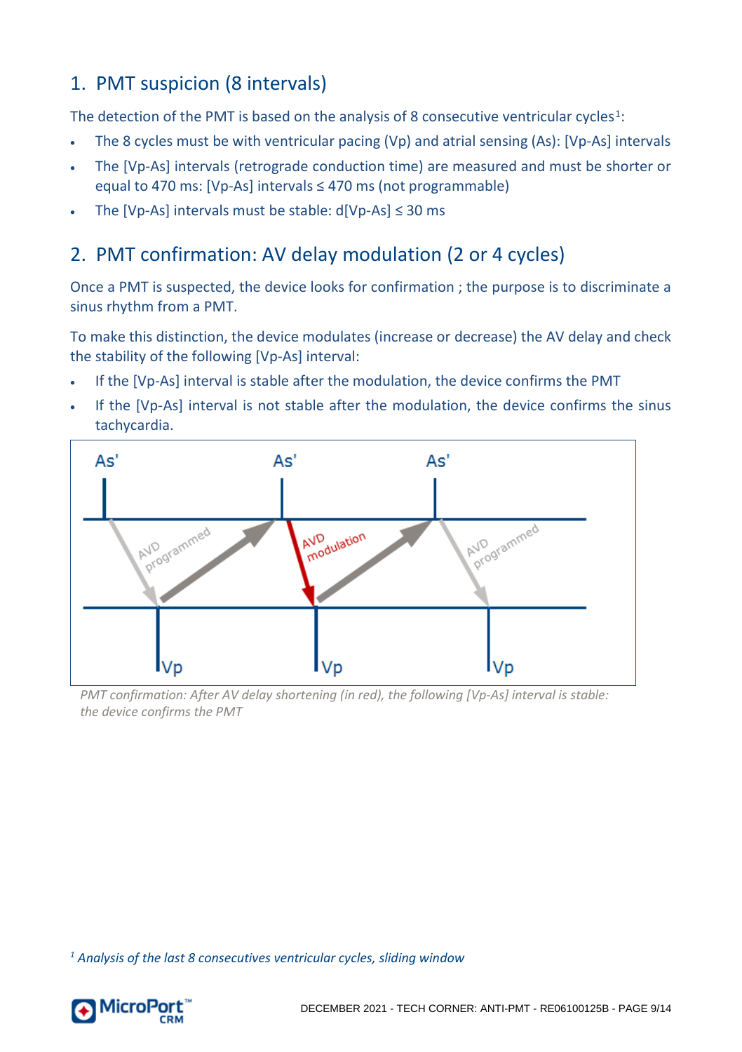## 1. PMT suspicion (8 intervals)

The detection of the PMT is based on the analysis of 8 consecutive ventricular cycles[1]:

- The 8 cycles must be with ventricular pacing (Vp) and atrial sensing (As): [Vp-As] intervals
- The [Vp-As] intervals (retrograde conduction time) are measured and must be shorter or equal to 470 ms: [Vp-As] intervals ≤ 470 ms (not programmable)
- The [Vp-As] intervals must be stable: d[Vp-As] ≤ 30 ms

## 2. PMT confirmation: AV delay modulation (2 or 4 cycles)

Once a PMT is suspected, the device looks for confirmation ; the purpose is to discriminate a sinus rhythm from a PMT.

To make this distinction, the device modulates (increase or decrease) the AV delay and check the stability of the following [Vp-As] interval:

- If the [Vp-As] interval is stable after the modulation, the device confirms the PMT
- If the [Vp-As] interval is not stable after the modulation, the device confirms the sinus tachycardia.

*PMT confirmation: After AV delay shortening (in red), the following [Vp-As] interval is stable: the device confirms the PMT*

[1] *Analysis of the last 8 consecutives ventricular cycles, sliding window*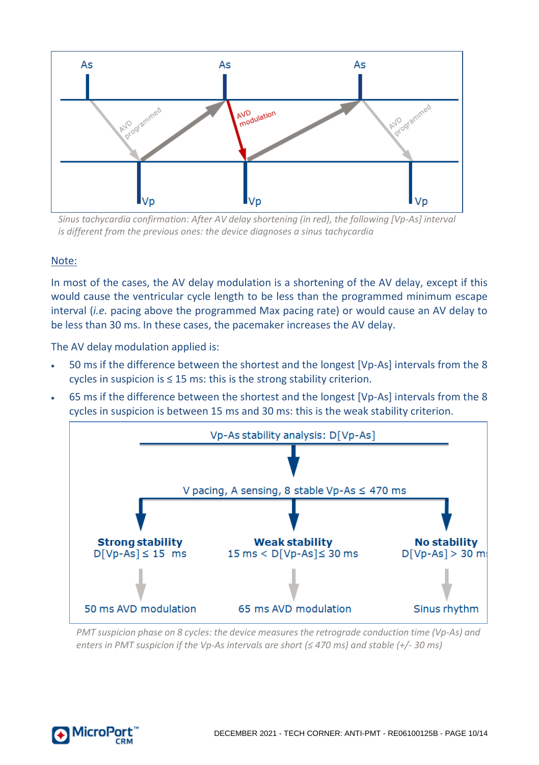*Sinus tachycardia confirmation: After AV delay shortening (in red), the following [Vp-As] interval is different from the previous ones: the device diagnoses a sinus tachycardia*

<u>Note:</u>

In most of the cases, the AV delay modulation is a shortening of the AV delay, except if this would cause the ventricular cycle length to be less than the programmed minimum escape interval (*i.e.* pacing above the programmed Max pacing rate) or would cause an AV delay to be less than 30 ms. In these cases, the pacemaker increases the AV delay.

The AV delay modulation applied is:

- 50 ms if the difference between the shortest and the longest [Vp-As] intervals from the 8 cycles in suspicion is ≤ 15 ms: this is the strong stability criterion.
- 65 ms if the difference between the shortest and the longest [Vp-As] intervals from the 8 cycles in suspicion is between 15 ms and 30 ms: this is the weak stability criterion.

*PMT suspicion phase on 8 cycles: the device measures the retrograde conduction time (Vp-As) and enters in PMT suspicion if the Vp-As intervals are short (≤ 470 ms) and stable (+/- 30 ms)*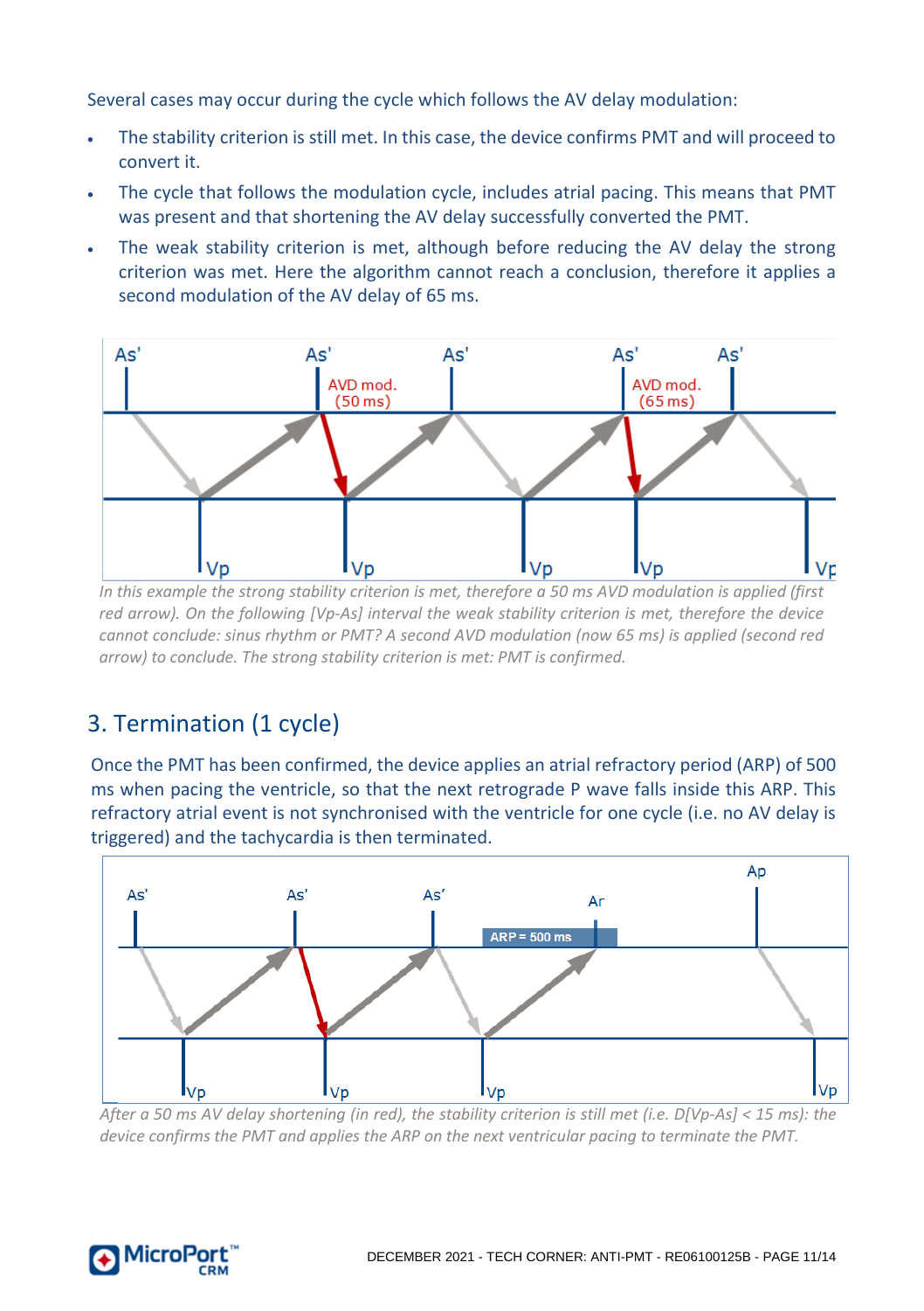Several cases may occur during the cycle which follows the AV delay modulation:

- The stability criterion is still met. In this case, the device confirms PMT and will proceed to convert it.
- The cycle that follows the modulation cycle, includes atrial pacing. This means that PMT was present and that shortening the AV delay successfully converted the PMT.
- The weak stability criterion is met, although before reducing the AV delay the strong criterion was met. Here the algorithm cannot reach a conclusion, therefore it applies a second modulation of the AV delay of 65 ms.

*In this example the strong stability criterion is met, therefore a 50 ms AVD modulation is applied (first red arrow). On the following [Vp-As] interval the weak stability criterion is met, therefore the device cannot conclude: sinus rhythm or PMT? A second AVD modulation (now 65 ms) is applied (second red arrow) to conclude. The strong stability criterion is met: PMT is confirmed.*

## 3. Termination (1 cycle)

Once the PMT has been confirmed, the device applies an atrial refractory period (ARP) of 500 ms when pacing the ventricle, so that the next retrograde P wave falls inside this ARP. This refractory atrial event is not synchronised with the ventricle for one cycle (i.e. no AV delay is triggered) and the tachycardia is then terminated.

*After a 50 ms AV delay shortening (in red), the stability criterion is still met (i.e. D[Vp-As] < 15 ms): the device confirms the PMT and applies the ARP on the next ventricular pacing to terminate the PMT.*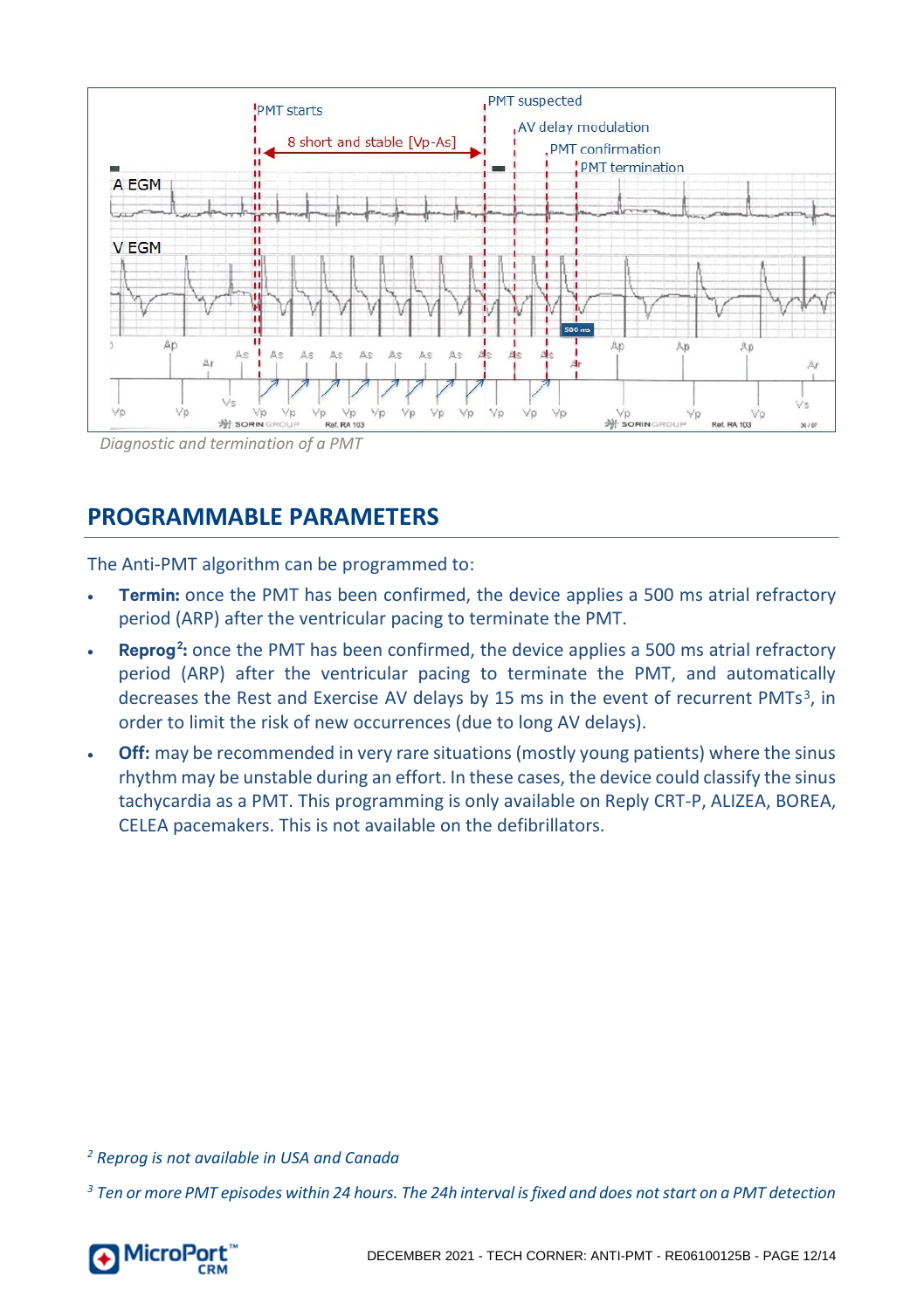*Diagnostic and termination of a PMT*

## PROGRAMMABLE PARAMETERS

The Anti-PMT algorithm can be programmed to:

- **Termin:** once the PMT has been confirmed, the device applies a 500 ms atrial refractory period (ARP) after the ventricular pacing to terminate the PMT.
- **Reprog[2]:** once the PMT has been confirmed, the device applies a 500 ms atrial refractory period (ARP) after the ventricular pacing to terminate the PMT, and automatically decreases the Rest and Exercise AV delays by 15 ms in the event of recurrent PMTs[3], in order to limit the risk of new occurrences (due to long AV delays).
- **Off:** may be recommended in very rare situations (mostly young patients) where the sinus rhythm may be unstable during an effort. In these cases, the device could classify the sinus tachycardia as a PMT. This programming is only available on Reply CRT-P, ALIZEA, BOREA, CELEA pacemakers. This is not available on the defibrillators.

[2] *Reprog is not available in USA and Canada*

[3] *Ten or more PMT episodes within 24 hours. The 24h interval is fixed and does not start on a PMT detection*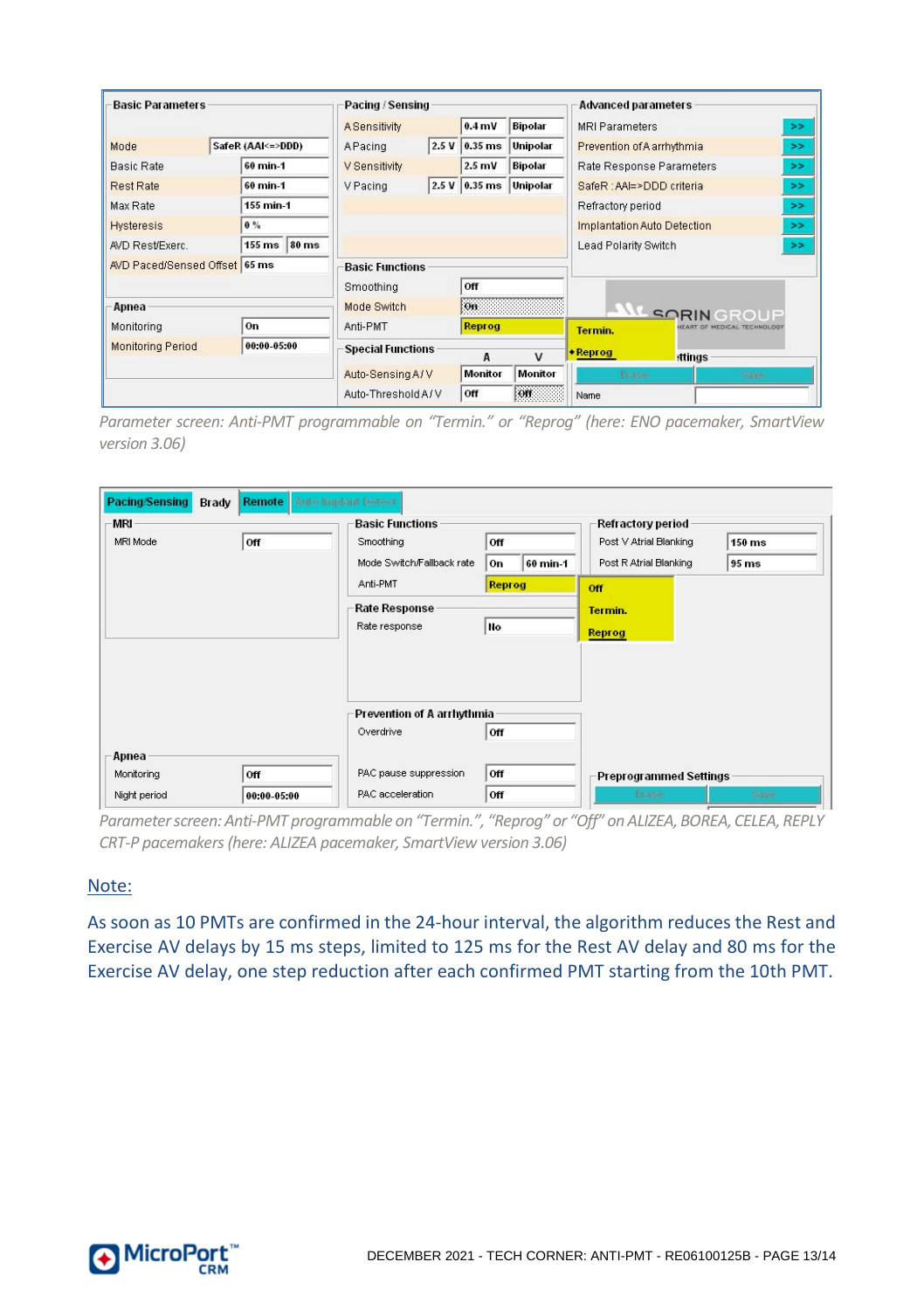Parameter screen: Anti-PMT programmable on “Termin.” or “Reprog” (here: ENO pacemaker, SmartView version 3.06)

Parameter screen: Anti-PMT programmable on “Termin.”, “Reprog” or “Off” on ALIZEA, BOREA, CELEA, REPLY CRT-P pacemakers (here: ALIZEA pacemaker, SmartView version 3.06)

Note:

As soon as 10 PMTs are confirmed in the 24-hour interval, the algorithm reduces the Rest and Exercise AV delays by 15 ms steps, limited to 125 ms for the Rest AV delay and 80 ms for the Exercise AV delay, one step reduction after each confirmed PMT starting from the 10th PMT.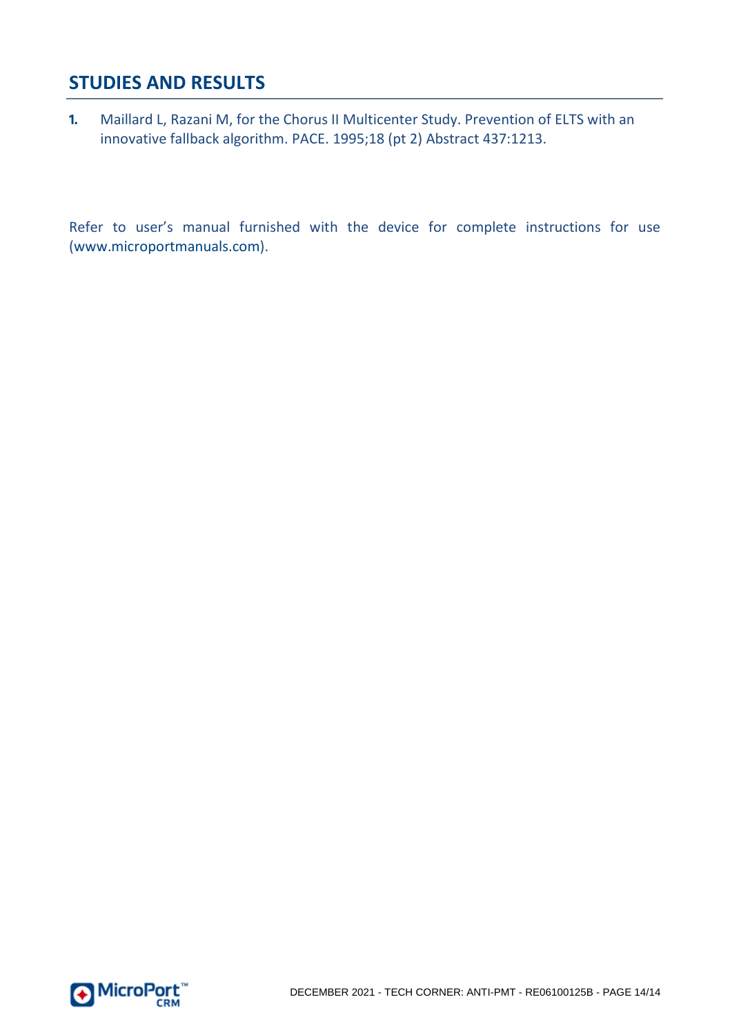## STUDIES AND RESULTS

1. Maillard L, Razani M, for the Chorus II Multicenter Study. Prevention of ELTS with an innovative fallback algorithm. PACE. 1995;18 (pt 2) Abstract 437:1213.

Refer to user's manual furnished with the device for complete instructions for use (www.microportmanuals.com).